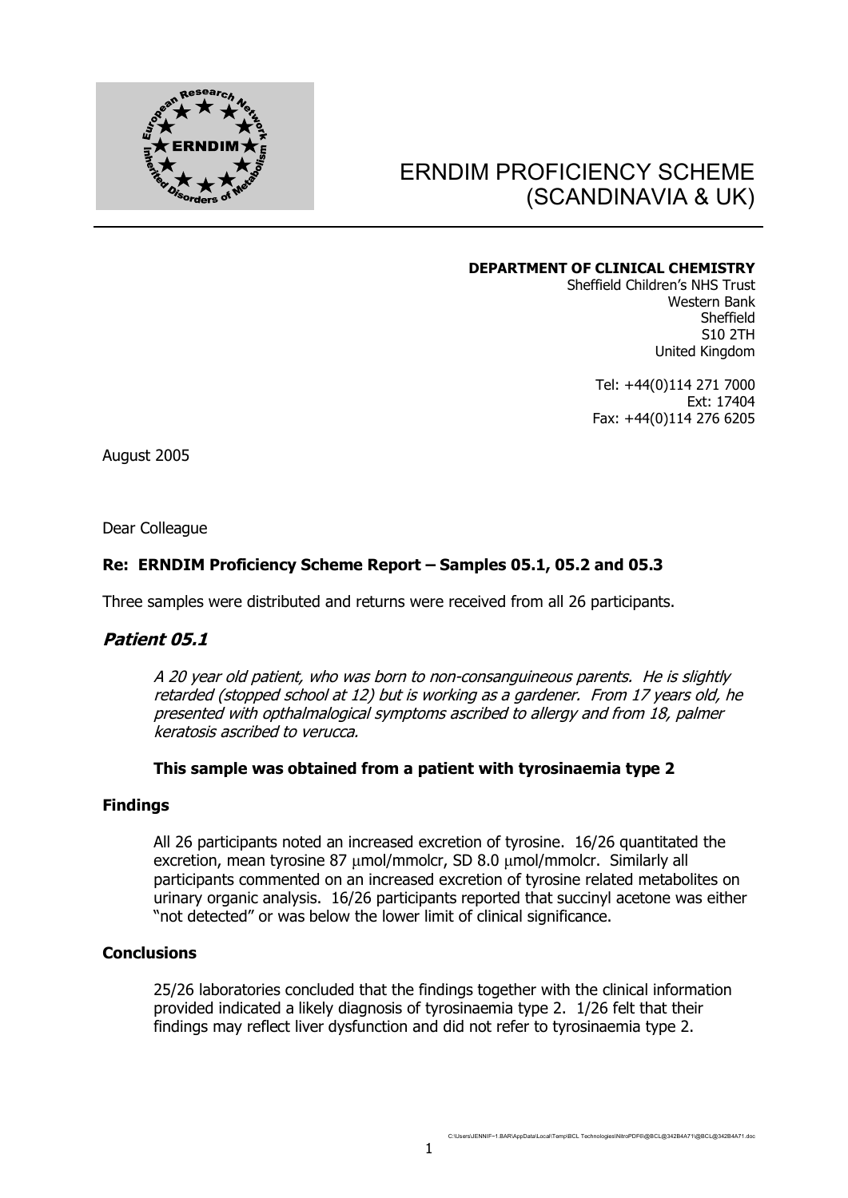# ERNDIM PROFICIENCY SCHEME (SCANDINAVIA & UK)

**DEPARTMENT OF CLINICAL CHEMISTRY**
Sheffield Children's NHS Trust
Western Bank
Sheffield
S10 2TH
United Kingdom

Tel: +44(0)114 271 7000
Ext: 17404
Fax: +44(0)114 276 6205

August 2005

Dear Colleague

### Re: ERNDIM Proficiency Scheme Report – Samples 05.1, 05.2 and 05.3

Three samples were distributed and returns were received from all 26 participants.

## *Patient 05.1*

*A 20 year old patient, who was born to non-consanguineous parents. He is slightly retarded (stopped school at 12) but is working as a gardener. From 17 years old, he presented with opthalmalogical symptoms ascribed to allergy and from 18, palmer keratosis ascribed to verucca.*

**This sample was obtained from a patient with tyrosinaemia type 2**

### Findings

All 26 participants noted an increased excretion of tyrosine. 16/26 quantitated the excretion, mean tyrosine 87 μmol/mmolcr, SD 8.0 μmol/mmolcr. Similarly all participants commented on an increased excretion of tyrosine related metabolites on urinary organic analysis. 16/26 participants reported that succinyl acetone was either "not detected" or was below the lower limit of clinical significance.

### Conclusions

25/26 laboratories concluded that the findings together with the clinical information provided indicated a likely diagnosis of tyrosinaemia type 2. 1/26 felt that their findings may reflect liver dysfunction and did not refer to tyrosinaemia type 2.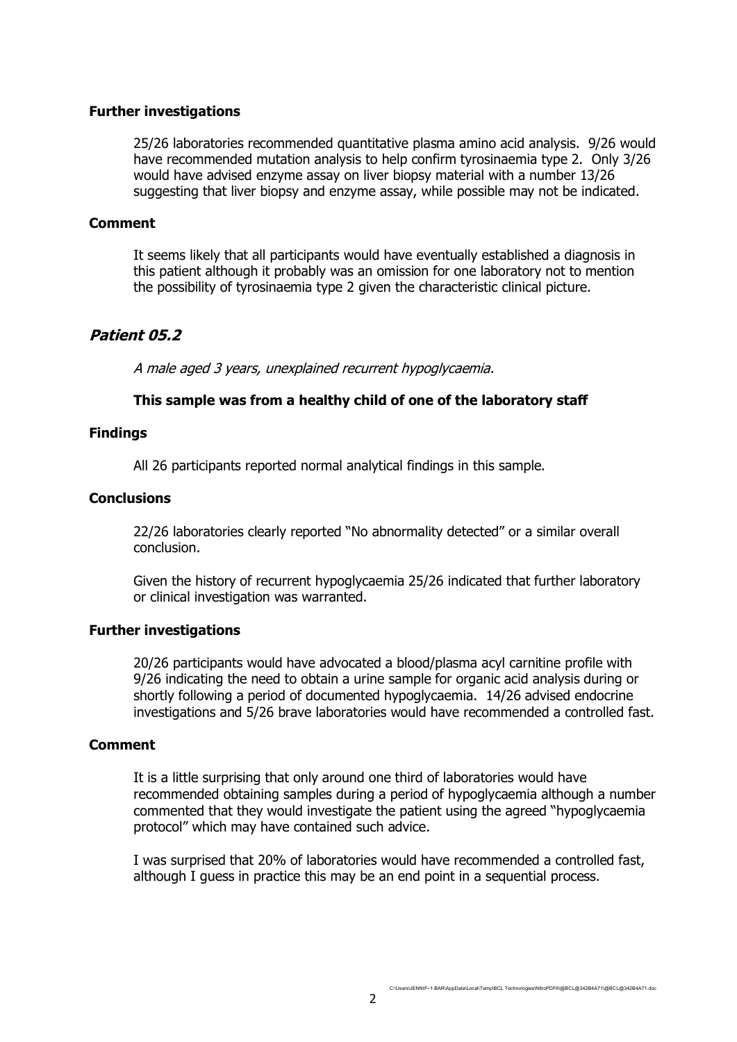### Further investigations

25/26 laboratories recommended quantitative plasma amino acid analysis. 9/26 would have recommended mutation analysis to help confirm tyrosinaemia type 2. Only 3/26 would have advised enzyme assay on liver biopsy material with a number 13/26 suggesting that liver biopsy and enzyme assay, while possible may not be indicated.

### Comment

It seems likely that all participants would have eventually established a diagnosis in this patient although it probably was an omission for one laboratory not to mention the possibility of tyrosinaemia type 2 given the characteristic clinical picture.

## *Patient 05.2*

*A male aged 3 years, unexplained recurrent hypoglycaemia.*

**This sample was from a healthy child of one of the laboratory staff**

### Findings

All 26 participants reported normal analytical findings in this sample.

### Conclusions

22/26 laboratories clearly reported "No abnormality detected" or a similar overall conclusion.

Given the history of recurrent hypoglycaemia 25/26 indicated that further laboratory or clinical investigation was warranted.

### Further investigations

20/26 participants would have advocated a blood/plasma acyl carnitine profile with 9/26 indicating the need to obtain a urine sample for organic acid analysis during or shortly following a period of documented hypoglycaemia. 14/26 advised endocrine investigations and 5/26 brave laboratories would have recommended a controlled fast.

### Comment

It is a little surprising that only around one third of laboratories would have recommended obtaining samples during a period of hypoglycaemia although a number commented that they would investigate the patient using the agreed "hypoglycaemia protocol" which may have contained such advice.

I was surprised that 20% of laboratories would have recommended a controlled fast, although I guess in practice this may be an end point in a sequential process.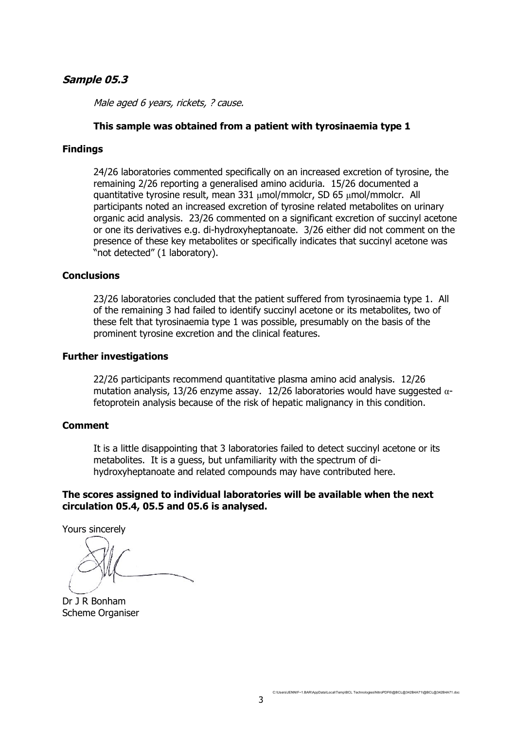## *Sample 05.3*

*Male aged 6 years, rickets, ? cause.*

**This sample was obtained from a patient with tyrosinaemia type 1**

### Findings

24/26 laboratories commented specifically on an increased excretion of tyrosine, the remaining 2/26 reporting a generalised amino aciduria. 15/26 documented a quantitative tyrosine result, mean 331 μmol/mmolcr, SD 65 μmol/mmolcr. All participants noted an increased excretion of tyrosine related metabolites on urinary organic acid analysis. 23/26 commented on a significant excretion of succinyl acetone or one its derivatives e.g. di-hydroxyheptanoate. 3/26 either did not comment on the presence of these key metabolites or specifically indicates that succinyl acetone was "not detected" (1 laboratory).

### Conclusions

23/26 laboratories concluded that the patient suffered from tyrosinaemia type 1. All of the remaining 3 had failed to identify succinyl acetone or its metabolites, two of these felt that tyrosinaemia type 1 was possible, presumably on the basis of the prominent tyrosine excretion and the clinical features.

### Further investigations

22/26 participants recommend quantitative plasma amino acid analysis. 12/26 mutation analysis, 13/26 enzyme assay. 12/26 laboratories would have suggested α-fetoprotein analysis because of the risk of hepatic malignancy in this condition.

### Comment

It is a little disappointing that 3 laboratories failed to detect succinyl acetone or its metabolites. It is a guess, but unfamiliarity with the spectrum of di-hydroxyheptanoate and related compounds may have contributed here.

**The scores assigned to individual laboratories will be available when the next circulation 05.4, 05.5 and 05.6 is analysed.**

Yours sincerely

Dr J R Bonham
Scheme Organiser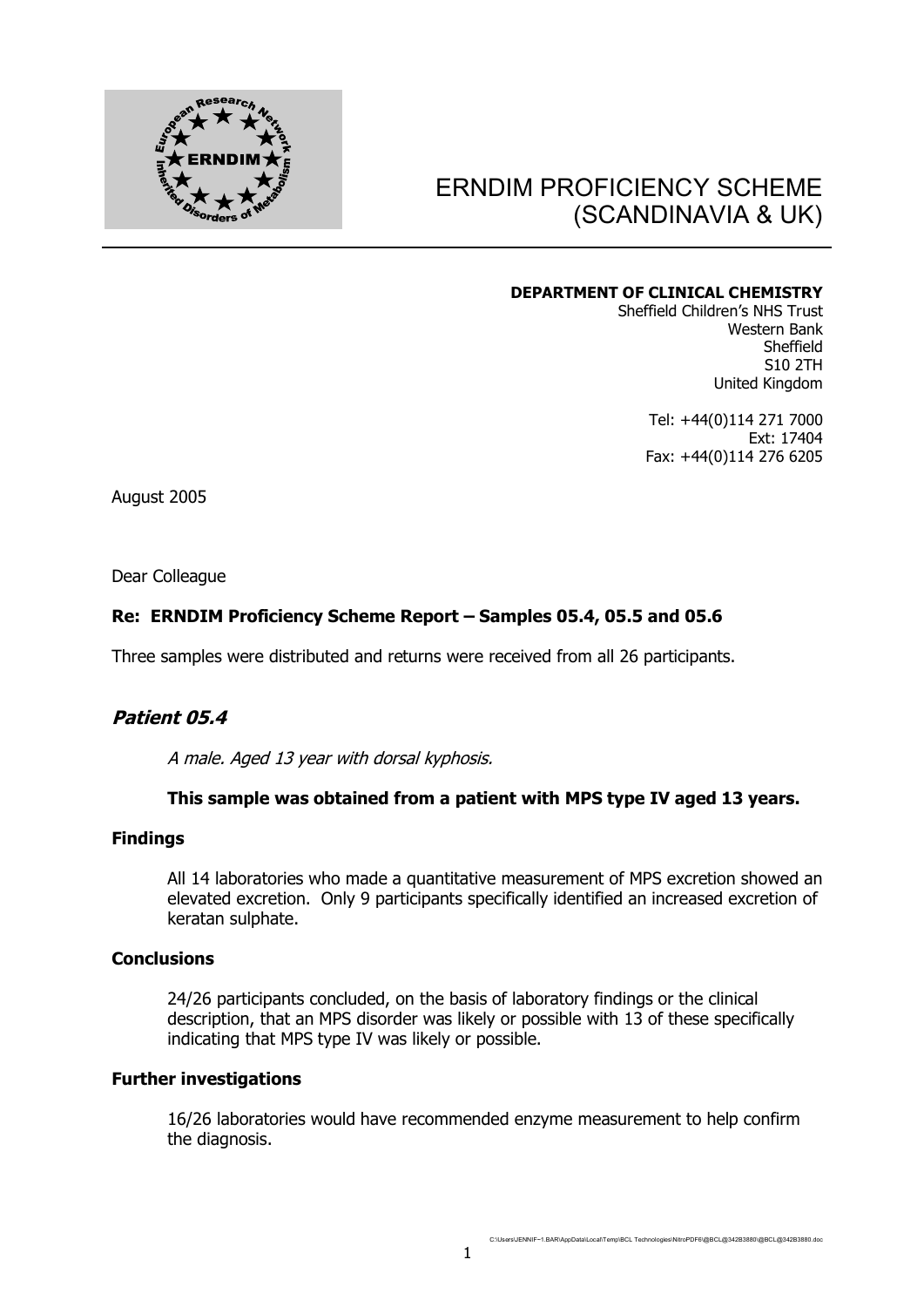# ERNDIM PROFICIENCY SCHEME (SCANDINAVIA & UK)

**DEPARTMENT OF CLINICAL CHEMISTRY**
Sheffield Children's NHS Trust
Western Bank
Sheffield
S10 2TH
United Kingdom

Tel: +44(0)114 271 7000
Ext: 17404
Fax: +44(0)114 276 6205

August 2005

Dear Colleague

### Re: ERNDIM Proficiency Scheme Report – Samples 05.4, 05.5 and 05.6

Three samples were distributed and returns were received from all 26 participants.

## *Patient 05.4*

*A male. Aged 13 year with dorsal kyphosis.*

**This sample was obtained from a patient with MPS type IV aged 13 years.**

### Findings

All 14 laboratories who made a quantitative measurement of MPS excretion showed an elevated excretion. Only 9 participants specifically identified an increased excretion of keratan sulphate.

### Conclusions

24/26 participants concluded, on the basis of laboratory findings or the clinical description, that an MPS disorder was likely or possible with 13 of these specifically indicating that MPS type IV was likely or possible.

### Further investigations

16/26 laboratories would have recommended enzyme measurement to help confirm the diagnosis.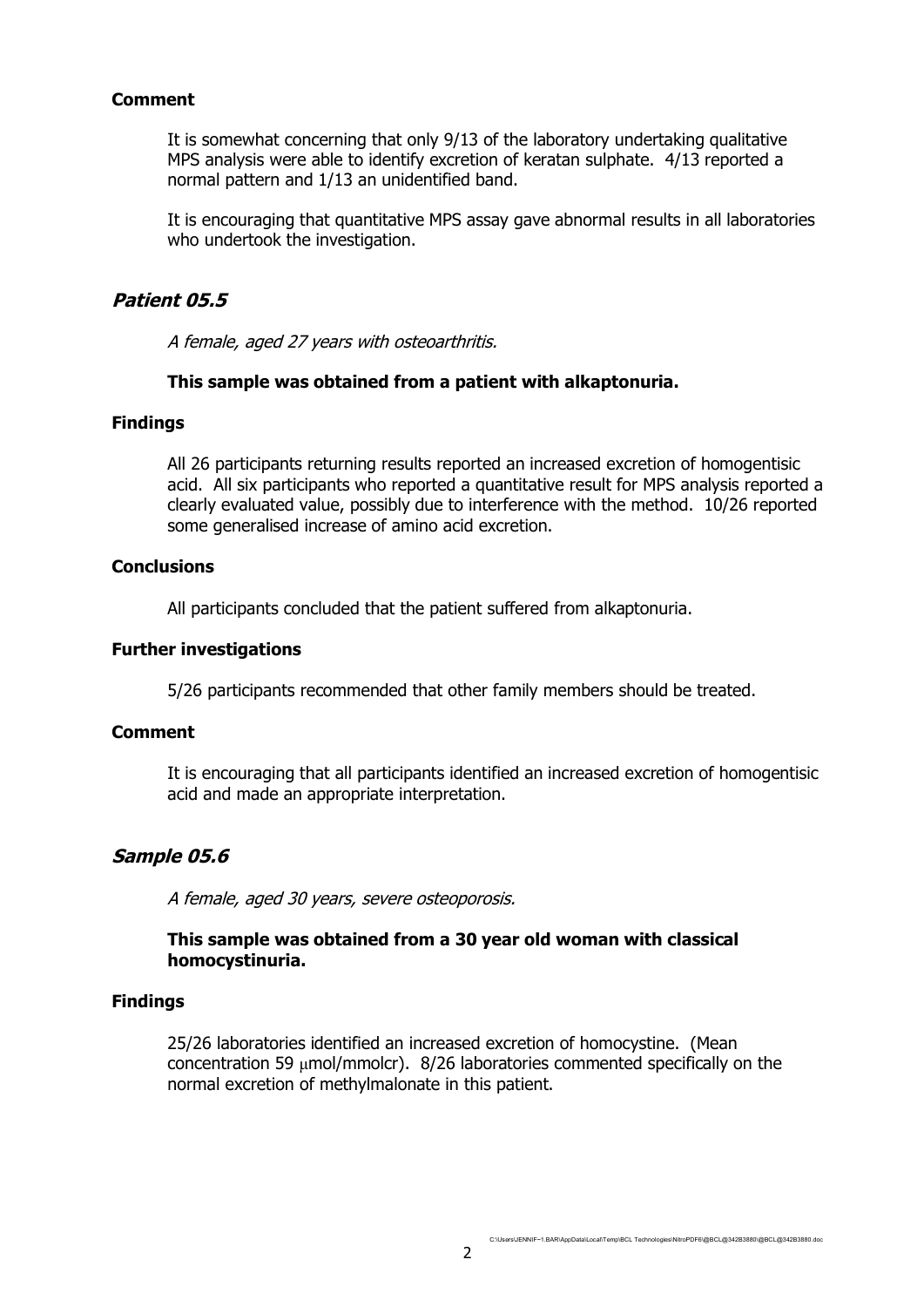### Comment

It is somewhat concerning that only 9/13 of the laboratory undertaking qualitative MPS analysis were able to identify excretion of keratan sulphate. 4/13 reported a normal pattern and 1/13 an unidentified band.

It is encouraging that quantitative MPS assay gave abnormal results in all laboratories who undertook the investigation.

## *Patient 05.5*

*A female, aged 27 years with osteoarthritis.*

**This sample was obtained from a patient with alkaptonuria.**

### Findings

All 26 participants returning results reported an increased excretion of homogentisic acid. All six participants who reported a quantitative result for MPS analysis reported a clearly evaluated value, possibly due to interference with the method. 10/26 reported some generalised increase of amino acid excretion.

### Conclusions

All participants concluded that the patient suffered from alkaptonuria.

### Further investigations

5/26 participants recommended that other family members should be treated.

### Comment

It is encouraging that all participants identified an increased excretion of homogentisic acid and made an appropriate interpretation.

## *Sample 05.6*

*A female, aged 30 years, severe osteoporosis.*

**This sample was obtained from a 30 year old woman with classical homocystinuria.**

### Findings

25/26 laboratories identified an increased excretion of homocystine. (Mean concentration 59 μmol/mmolcr). 8/26 laboratories commented specifically on the normal excretion of methylmalonate in this patient.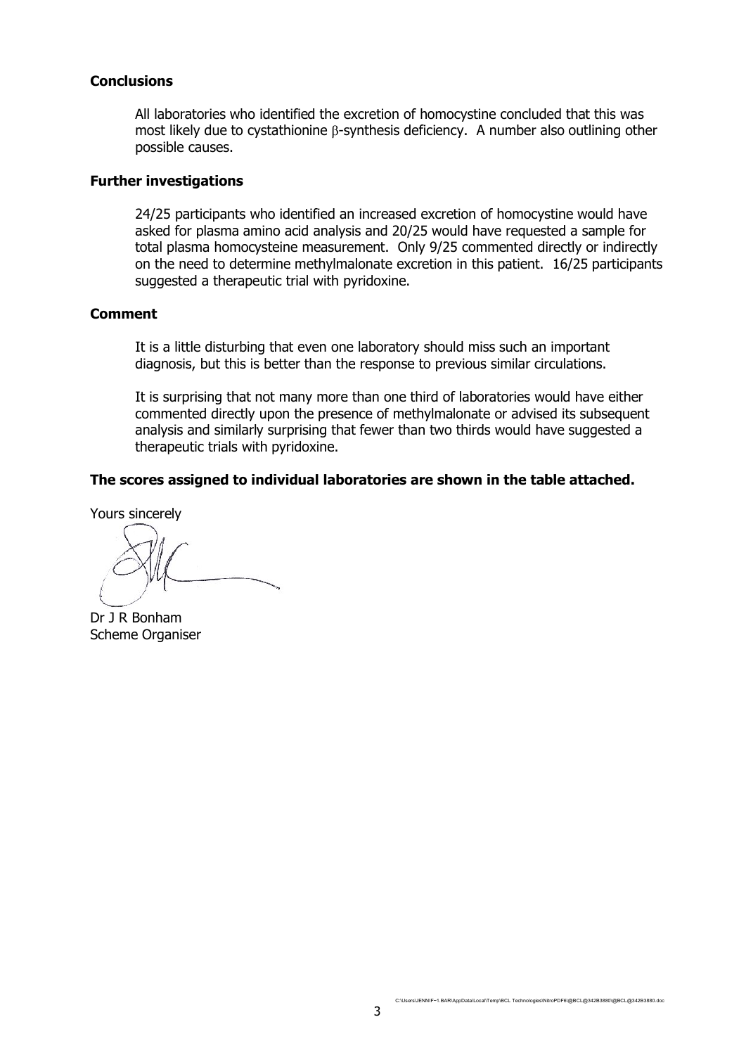## Conclusions

All laboratories who identified the excretion of homocystine concluded that this was most likely due to cystathionine $\beta$-synthesis deficiency. A number also outlining other possible causes.

## Further investigations

24/25 participants who identified an increased excretion of homocystine would have asked for plasma amino acid analysis and 20/25 would have requested a sample for total plasma homocysteine measurement. Only 9/25 commented directly or indirectly on the need to determine methylmalonate excretion in this patient. 16/25 participants suggested a therapeutic trial with pyridoxine.

## Comment

It is a little disturbing that even one laboratory should miss such an important diagnosis, but this is better than the response to previous similar circulations.

It is surprising that not many more than one third of laboratories would have either commented directly upon the presence of methylmalonate or advised its subsequent analysis and similarly surprising that fewer than two thirds would have suggested a therapeutic trials with pyridoxine.

**The scores assigned to individual laboratories are shown in the table attached.**

Yours sincerely

Dr J R Bonham
Scheme Organiser